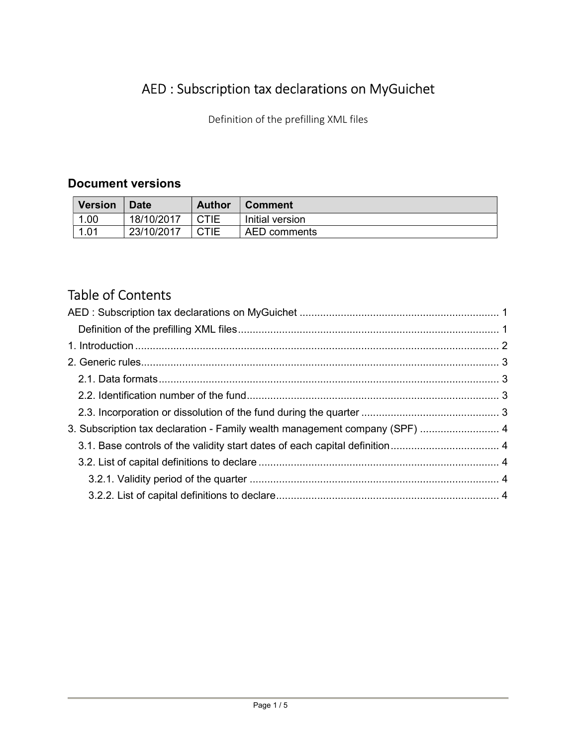# AED : Subscription tax declarations on MyGuichet

Definition of the prefilling XML files

## Document versions

| Version | Date | Author | Comment |
|---|---|---|---|
| 1.00 | 18/10/2017 | CTIE | Initial version |
| 1.01 | 23/10/2017 | CTIE | AED comments |

## Table of Contents

AED : Subscription tax declarations on MyGuichet .................................................................... 1
- Definition of the prefilling XML files ......................................................................................... 1

1. Introduction ............................................................................................................................ 2
2. Generic rules .......................................................................................................................... 3
   - 2.1. Data formats .................................................................................................................... 3
   - 2.2. Identification number of the fund ..................................................................................... 3
   - 2.3. Incorporation or dissolution of the fund during the quarter ............................................... 3
3. Subscription tax declaration - Family wealth management company (SPF) ........................... 4
   - 3.1. Base controls of the validity start dates of each capital definition ..................................... 4
   - 3.2. List of capital definitions to declare .................................................................................. 4
     - 3.2.1. Validity period of the quarter ..................................................................................... 4
     - 3.2.2. List of capital definitions to declare ............................................................................ 4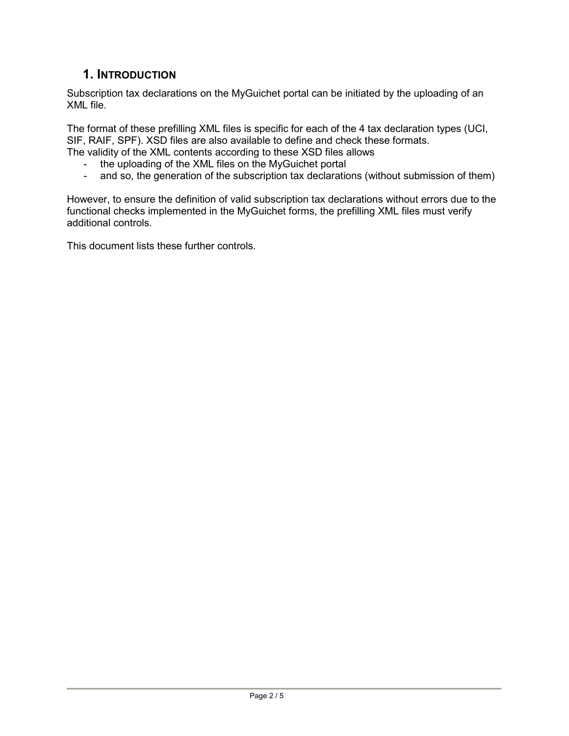## 1. Introduction

Subscription tax declarations on the MyGuichet portal can be initiated by the uploading of an XML file.

The format of these prefilling XML files is specific for each of the 4 tax declaration types (UCI, SIF, RAIF, SPF). XSD files are also available to define and check these formats.
The validity of the XML contents according to these XSD files allows

- the uploading of the XML files on the MyGuichet portal
- and so, the generation of the subscription tax declarations (without submission of them)

However, to ensure the definition of valid subscription tax declarations without errors due to the functional checks implemented in the MyGuichet forms, the prefilling XML files must verify additional controls.

This document lists these further controls.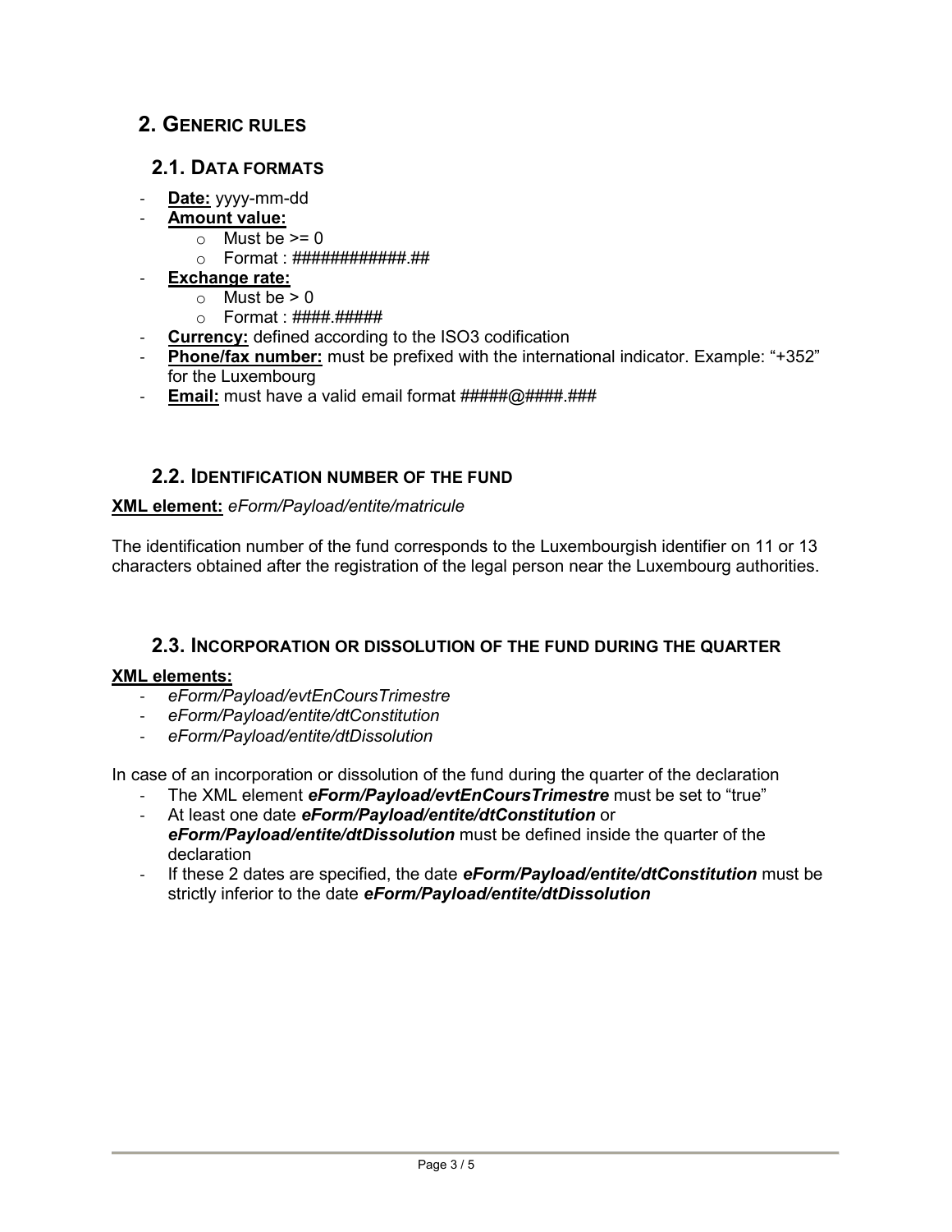# 2. GENERIC RULES

## 2.1. DATA FORMATS

- **Date:** yyyy-mm-dd
- **Amount value:**
  - Must be >= 0
  - Format : ############.##
- **Exchange rate:**
  - Must be > 0
  - Format : ####.#####
- **Currency:** defined according to the ISO3 codification
- **Phone/fax number:** must be prefixed with the international indicator. Example: "+352" for the Luxembourg
- **Email:** must have a valid email format #####@####.###

## 2.2. IDENTIFICATION NUMBER OF THE FUND

**XML element:** *eForm/Payload/entite/matricule*

The identification number of the fund corresponds to the Luxembourgish identifier on 11 or 13 characters obtained after the registration of the legal person near the Luxembourg authorities.

## 2.3. INCORPORATION OR DISSOLUTION OF THE FUND DURING THE QUARTER

**XML elements:**

- *eForm/Payload/evtEnCoursTrimestre*
- *eForm/Payload/entite/dtConstitution*
- *eForm/Payload/entite/dtDissolution*

In case of an incorporation or dissolution of the fund during the quarter of the declaration

- The XML element ***eForm/Payload/evtEnCoursTrimestre*** must be set to "true"
- At least one date ***eForm/Payload/entite/dtConstitution*** or ***eForm/Payload/entite/dtDissolution*** must be defined inside the quarter of the declaration
- If these 2 dates are specified, the date ***eForm/Payload/entite/dtConstitution*** must be strictly inferior to the date ***eForm/Payload/entite/dtDissolution***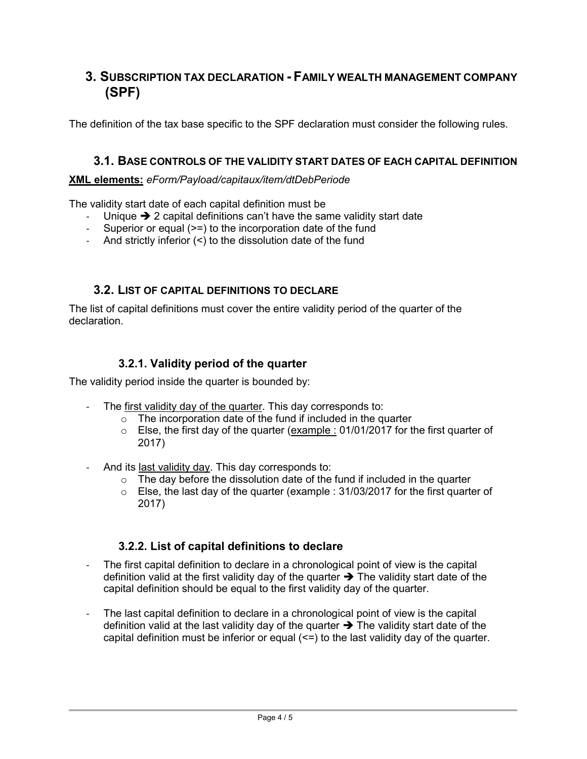# 3. Subscription tax declaration - Family wealth management company (SPF)

The definition of the tax base specific to the SPF declaration must consider the following rules.

## 3.1. Base controls of the validity start dates of each capital definition

**XML elements:** *eForm/Payload/capitaux/item/dtDebPeriode*

The validity start date of each capital definition must be

- Unique ➔ 2 capital definitions can't have the same validity start date
- Superior or equal (>=) to the incorporation date of the fund
- And strictly inferior (<) to the dissolution date of the fund

## 3.2. List of capital definitions to declare

The list of capital definitions must cover the entire validity period of the quarter of the declaration.

### 3.2.1. Validity period of the quarter

The validity period inside the quarter is bounded by:

- The first validity day of the quarter. This day corresponds to:
  - The incorporation date of the fund if included in the quarter
  - Else, the first day of the quarter (example : 01/01/2017 for the first quarter of 2017)
- And its last validity day. This day corresponds to:
  - The day before the dissolution date of the fund if included in the quarter
  - Else, the last day of the quarter (example : 31/03/2017 for the first quarter of 2017)

### 3.2.2. List of capital definitions to declare

- The first capital definition to declare in a chronological point of view is the capital definition valid at the first validity day of the quarter ➔ The validity start date of the capital definition should be equal to the first validity day of the quarter.
- The last capital definition to declare in a chronological point of view is the capital definition valid at the last validity day of the quarter ➔ The validity start date of the capital definition must be inferior or equal (<=) to the last validity day of the quarter.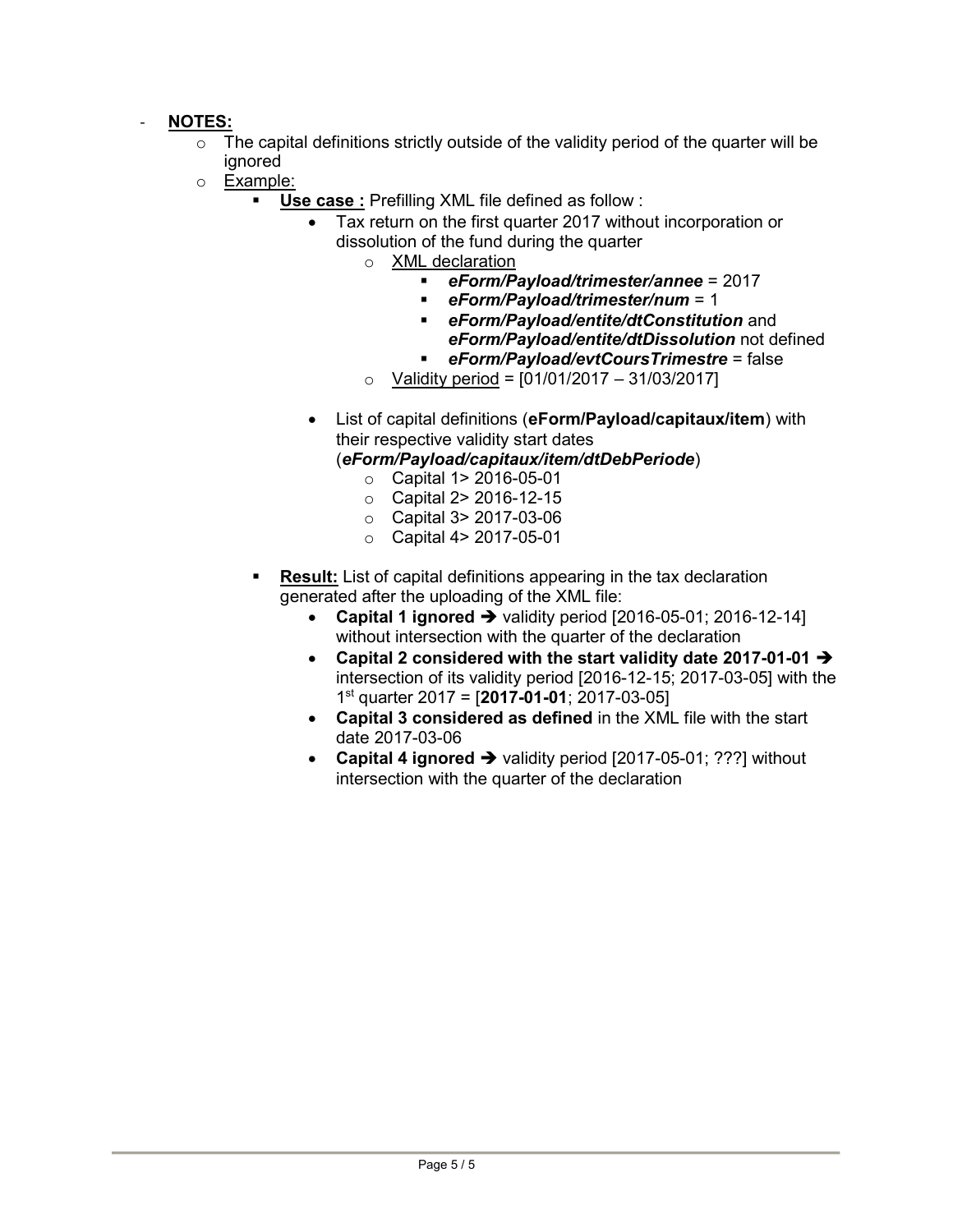- **NOTES:**
  - The capital definitions strictly outside of the validity period of the quarter will be ignored
  - Example:
    - **Use case :** Prefilling XML file defined as follow :
      - Tax return on the first quarter 2017 without incorporation or dissolution of the fund during the quarter
        - XML declaration
          - ***eForm/Payload/trimester/annee*** = 2017
          - ***eForm/Payload/trimester/num*** = 1
          - ***eForm/Payload/entite/dtConstitution*** and ***eForm/Payload/entite/dtDissolution*** not defined
          - ***eForm/Payload/evtCoursTrimestre*** = false
        - Validity period = [01/01/2017 – 31/03/2017]
      - List of capital definitions (**eForm/Payload/capitaux/item**) with their respective validity start dates (***eForm/Payload/capitaux/item/dtDebPeriode***)
        - Capital 1> 2016-05-01
        - Capital 2> 2016-12-15
        - Capital 3> 2017-03-06
        - Capital 4> 2017-05-01
    - **Result:** List of capital definitions appearing in the tax declaration generated after the uploading of the XML file:
      - **Capital 1 ignored ➔** validity period [2016-05-01; 2016-12-14] without intersection with the quarter of the declaration
      - **Capital 2 considered with the start validity date 2017-01-01 ➔** intersection of its validity period [2016-12-15; 2017-03-05] with the 1st quarter 2017 = [**2017-01-01**; 2017-03-05]
      - **Capital 3 considered as defined** in the XML file with the start date 2017-03-06
      - **Capital 4 ignored ➔** validity period [2017-05-01; ???] without intersection with the quarter of the declaration